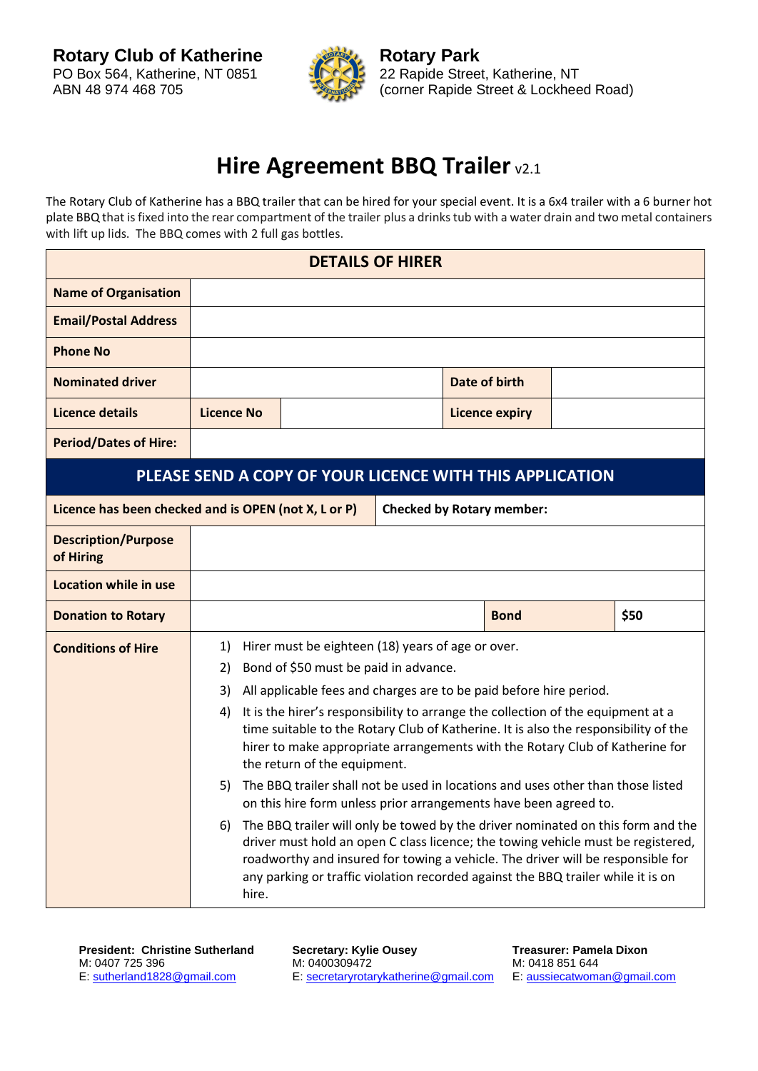**Rotary Club of Katherine**
PO Box 564, Katherine, NT 0851
ABN 48 974 468 705

**Rotary Park**
22 Rapide Street, Katherine, NT
(corner Rapide Street & Lockheed Road)

# Hire Agreement BBQ Trailer v2.1

The Rotary Club of Katherine has a BBQ trailer that can be hired for your special event. It is a 6x4 trailer with a 6 burner hot plate BBQ that is fixed into the rear compartment of the trailer plus a drinks tub with a water drain and two metal containers with lift up lids. The BBQ comes with 2 full gas bottles.

| DETAILS OF HIRER | | | | |
|---|---|---|---|---|
| **Name of Organisation** | | | | |
| **Email/Postal Address** | | | | |
| **Phone No** | | | | |
| **Nominated driver** | | | **Date of birth** | |
| **Licence details** | **Licence No** | | **Licence expiry** | |
| **Period/Dates of Hire:** | | | | |

**PLEASE SEND A COPY OF YOUR LICENCE WITH THIS APPLICATION**

| | | | |
|---|---|---|---|
| **Licence has been checked and is OPEN (not X, L or P)** | | **Checked by Rotary member:** | |
| **Description/Purpose of Hiring** | | | |
| **Location while in use** | | | |
| **Donation to Rotary** | | **Bond** | **$50** |

**Conditions of Hire**

1) Hirer must be eighteen (18) years of age or over.
2) Bond of $50 must be paid in advance.
3) All applicable fees and charges are to be paid before hire period.
4) It is the hirer's responsibility to arrange the collection of the equipment at a time suitable to the Rotary Club of Katherine. It is also the responsibility of the hirer to make appropriate arrangements with the Rotary Club of Katherine for the return of the equipment.
5) The BBQ trailer shall not be used in locations and uses other than those listed on this hire form unless prior arrangements have been agreed to.
6) The BBQ trailer will only be towed by the driver nominated on this form and the driver must hold an open C class licence; the towing vehicle must be registered, roadworthy and insured for towing a vehicle. The driver will be responsible for any parking or traffic violation recorded against the BBQ trailer while it is on hire.

**President: Christine Sutherland**
M: 0407 725 396
E: sutherland1828@gmail.com

**Secretary: Kylie Ousey**
M: 0400309472
E: secretaryrotarykatherine@gmail.com

**Treasurer: Pamela Dixon**
M: 0418 851 644
E: aussiecatwoman@gmail.com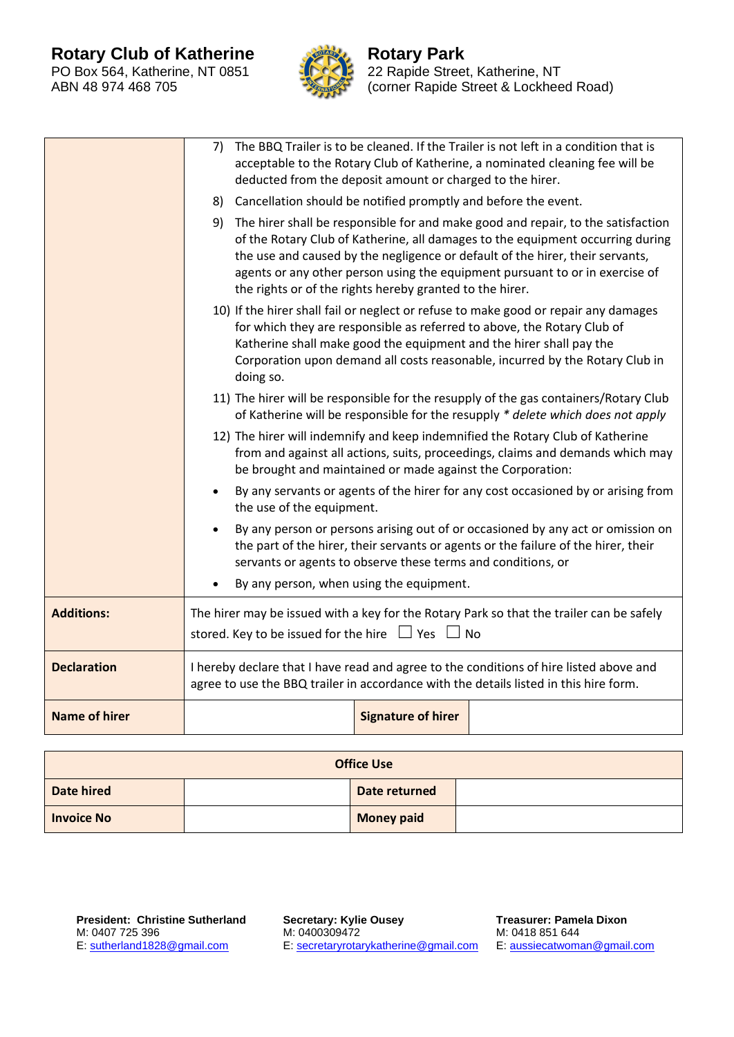**Rotary Club of Katherine**
PO Box 564, Katherine, NT 0851
ABN 48 974 468 705

**Rotary Park**
22 Rapide Street, Katherine, NT
(corner Rapide Street & Lockheed Road)

| | |
|---|---|
| | 7) The BBQ Trailer is to be cleaned. If the Trailer is not left in a condition that is acceptable to the Rotary Club of Katherine, a nominated cleaning fee will be deducted from the deposit amount or charged to the hirer.<br>8) Cancellation should be notified promptly and before the event.<br>9) The hirer shall be responsible for and make good and repair, to the satisfaction of the Rotary Club of Katherine, all damages to the equipment occurring during the use and caused by the negligence or default of the hirer, their servants, agents or any other person using the equipment pursuant to or in exercise of the rights or of the rights hereby granted to the hirer.<br>10) If the hirer shall fail or neglect or refuse to make good or repair any damages for which they are responsible as referred to above, the Rotary Club of Katherine shall make good the equipment and the hirer shall pay the Corporation upon demand all costs reasonable, incurred by the Rotary Club in doing so.<br>11) The hirer will be responsible for the resupply of the gas containers/Rotary Club of Katherine will be responsible for the resupply *\* delete which does not apply*<br>12) The hirer will indemnify and keep indemnified the Rotary Club of Katherine from and against all actions, suits, proceedings, claims and demands which may be brought and maintained or made against the Corporation:<br>• By any servants or agents of the hirer for any cost occasioned by or arising from the use of the equipment.<br>• By any person or persons arising out of or occasioned by any act or omission on the part of the hirer, their servants or agents or the failure of the hirer, their servants or agents to observe these terms and conditions, or<br>• By any person, when using the equipment. |
| **Additions:** | The hirer may be issued with a key for the Rotary Park so that the trailer can be safely stored. Key to be issued for the hire ☐ Yes ☐ No |
| **Declaration** | I hereby declare that I have read and agree to the conditions of hire listed above and agree to use the BBQ trailer in accordance with the details listed in this hire form. |

| | | | |
|---|---|---|---|
| **Name of hirer** | | **Signature of hirer** | |

| **Office Use** | | | |
|---|---|---|---|
| **Date hired** | | **Date returned** | |
| **Invoice No** | | **Money paid** | |

**President: Christine Sutherland**
M: 0407 725 396
E: sutherland1828@gmail.com

**Secretary: Kylie Ousey**
M: 0400309472
E: secretaryrotarykatherine@gmail.com

**Treasurer: Pamela Dixon**
M: 0418 851 644
E: aussiecatwoman@gmail.com